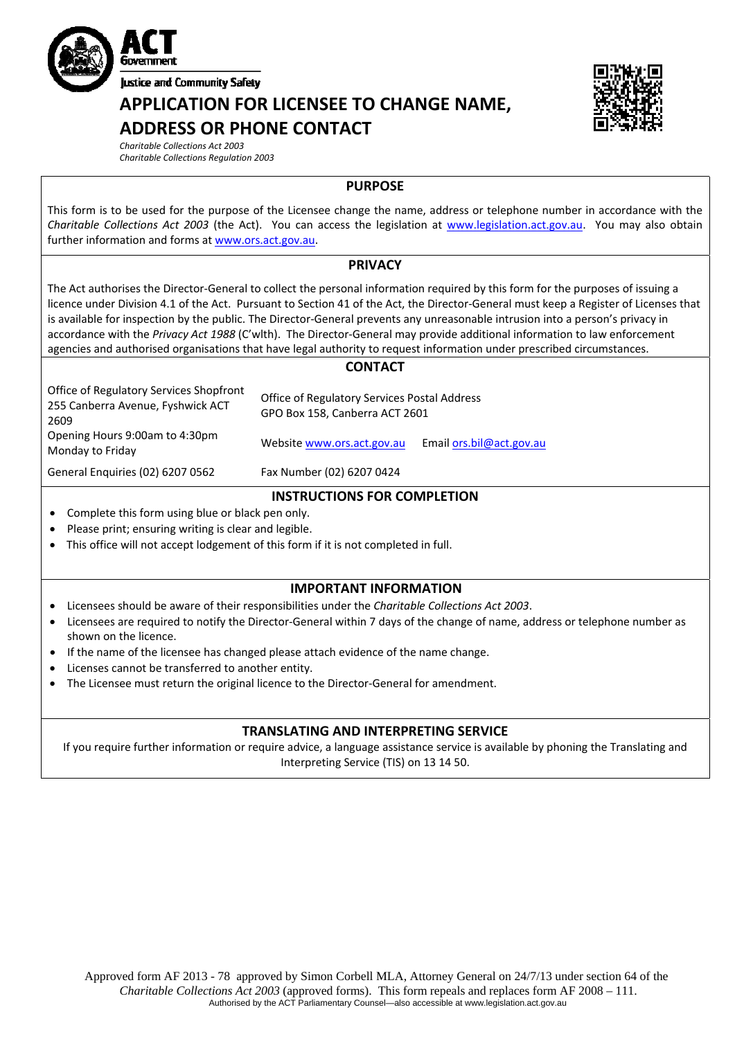ACT Government

Justice and Community Safety

# APPLICATION FOR LICENSEE TO CHANGE NAME, ADDRESS OR PHONE CONTACT

*Charitable Collections Act 2003*
*Charitable Collections Regulation 2003*

## PURPOSE

This form is to be used for the purpose of the Licensee change the name, address or telephone number in accordance with the *Charitable Collections Act 2003* (the Act). You can access the legislation at www.legislation.act.gov.au. You may also obtain further information and forms at www.ors.act.gov.au.

## PRIVACY

The Act authorises the Director-General to collect the personal information required by this form for the purposes of issuing a licence under Division 4.1 of the Act. Pursuant to Section 41 of the Act, the Director-General must keep a Register of Licenses that is available for inspection by the public. The Director-General prevents any unreasonable intrusion into a person's privacy in accordance with the *Privacy Act 1988* (C'wlth). The Director-General may provide additional information to law enforcement agencies and authorised organisations that have legal authority to request information under prescribed circumstances.

## CONTACT

| | |
|---|---|
| Office of Regulatory Services Shopfront 255 Canberra Avenue, Fyshwick ACT 2609 | Office of Regulatory Services Postal Address GPO Box 158, Canberra ACT 2601 |
| Opening Hours 9:00am to 4:30pm Monday to Friday | Website www.ors.act.gov.au Email ors.bil@act.gov.au |
| General Enquiries (02) 6207 0562 | Fax Number (02) 6207 0424 |

## INSTRUCTIONS FOR COMPLETION

- Complete this form using blue or black pen only.
- Please print; ensuring writing is clear and legible.
- This office will not accept lodgement of this form if it is not completed in full.

## IMPORTANT INFORMATION

- Licensees should be aware of their responsibilities under the *Charitable Collections Act 2003*.
- Licensees are required to notify the Director-General within 7 days of the change of name, address or telephone number as shown on the licence.
- If the name of the licensee has changed please attach evidence of the name change.
- Licenses cannot be transferred to another entity.
- The Licensee must return the original licence to the Director-General for amendment.

## TRANSLATING AND INTERPRETING SERVICE

If you require further information or require advice, a language assistance service is available by phoning the Translating and Interpreting Service (TIS) on 13 14 50.

Approved form AF 2013 - 78 approved by Simon Corbell MLA, Attorney General on 24/7/13 under section 64 of the *Charitable Collections Act 2003* (approved forms). This form repeals and replaces form AF 2008 – 111.
Authorised by the ACT Parliamentary Counsel—also accessible at www.legislation.act.gov.au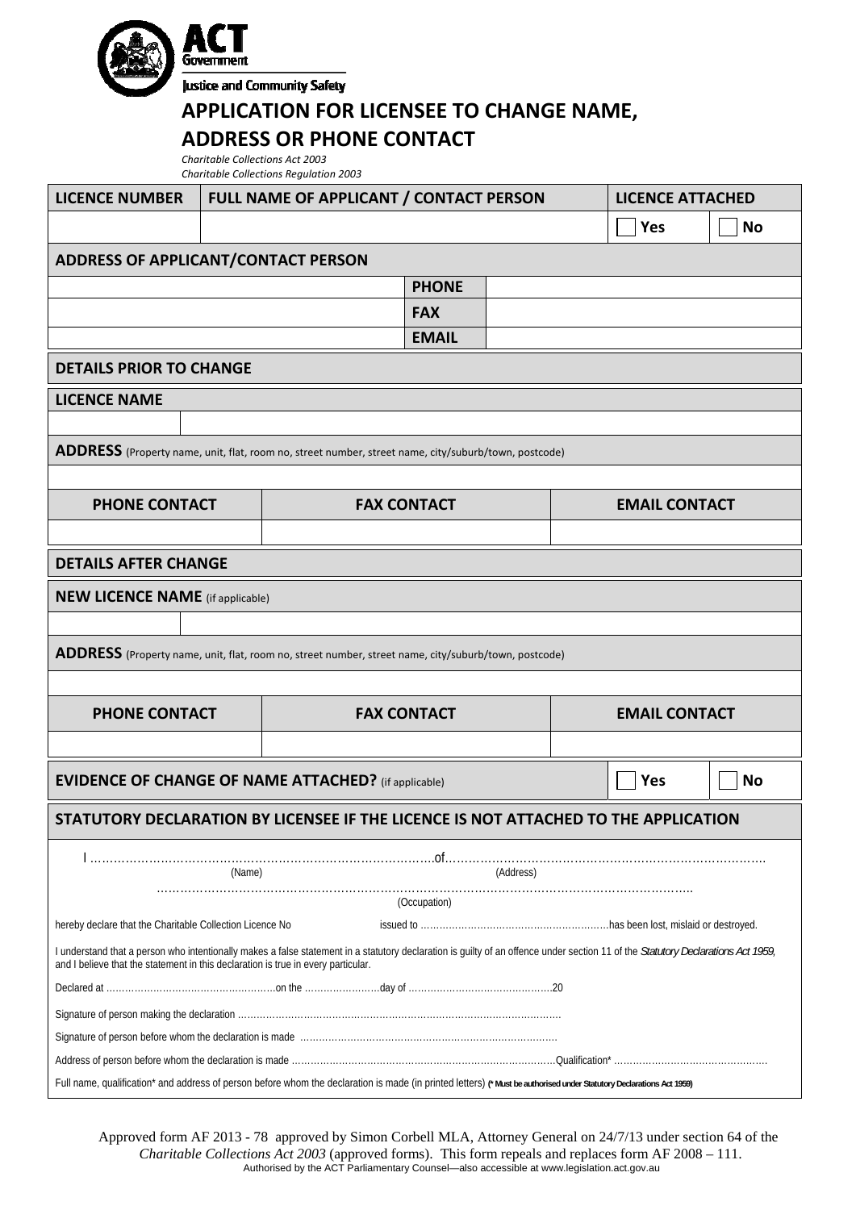ACT Government

Justice and Community Safety

# APPLICATION FOR LICENSEE TO CHANGE NAME, ADDRESS OR PHONE CONTACT

*Charitable Collections Act 2003*
*Charitable Collections Regulation 2003*

| LICENCE NUMBER | FULL NAME OF APPLICANT / CONTACT PERSON | LICENCE ATTACHED | |
|---|---|---|---|
| | | ☐ Yes | ☐ No |

| ADDRESS OF APPLICANT/CONTACT PERSON | | |
|---|---|---|
| | **PHONE** | |
| | **FAX** | |
| | **EMAIL** | |

## DETAILS PRIOR TO CHANGE

**LICENCE NAME**

**ADDRESS** (Property name, unit, flat, room no, street number, street name, city/suburb/town, postcode)

| PHONE CONTACT | FAX CONTACT | EMAIL CONTACT |
|---|---|---|
| | | |

## DETAILS AFTER CHANGE

**NEW LICENCE NAME** (if applicable)

**ADDRESS** (Property name, unit, flat, room no, street number, street name, city/suburb/town, postcode)

| PHONE CONTACT | FAX CONTACT | EMAIL CONTACT |
|---|---|---|
| | | |

| EVIDENCE OF CHANGE OF NAME ATTACHED? (if applicable) | | |
|---|---|---|
| | ☐ Yes | ☐ No |

## STATUTORY DECLARATION BY LICENSEE IF THE LICENCE IS NOT ATTACHED TO THE APPLICATION

I ……………………………………………………………………………of…………………………………………………………………………
(Name) (Address)

……………………………………………………………………………………………………………………………
(Occupation)

hereby declare that the Charitable Collection Licence No issued to ……………………………………………………has been lost, mislaid or destroyed.

I understand that a person who intentionally makes a false statement in a statutory declaration is guilty of an offence under section 11 of the *Statutory Declarations Act 1959*, and I believe that the statement in this declaration is true in every particular.

Declared at ………………………………………………on the ……………………day of ………………………………………20

Signature of person making the declaration ………………………………………………………………………………………

Signature of person before whom the declaration is made ………………………………………………………………………

Address of person before whom the declaration is made ………………………………………………………………………Qualification* …………………………………………

Full name, qualification* and address of person before whom the declaration is made (in printed letters) (* Must be authorised under Statutory Declarations Act 1959)

Approved form AF 2013 - 78 approved by Simon Corbell MLA, Attorney General on 24/7/13 under section 64 of the *Charitable Collections Act 2003* (approved forms). This form repeals and replaces form AF 2008 – 111.
Authorised by the ACT Parliamentary Counsel—also accessible at www.legislation.act.gov.au